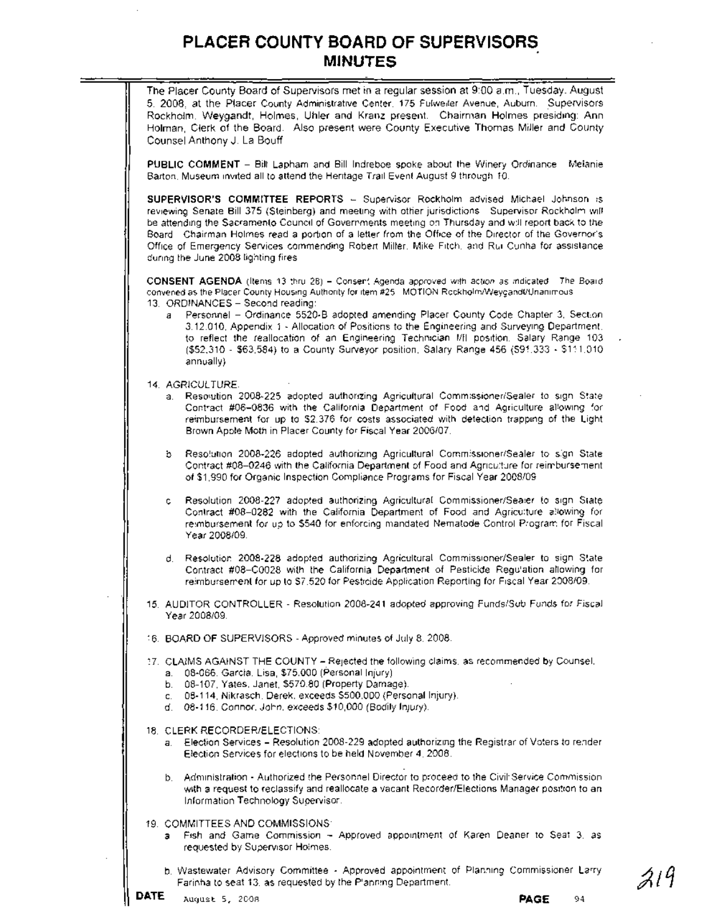# PLACER COUNTY BOARD OF SUPERVISORS
## MINUTES

The Placer County Board of Supervisors met in a regular session at 9:00 a.m., Tuesday, August 5, 2008, at the Placer County Administrative Center, 175 Fulweiler Avenue, Auburn. Supervisors Rockholm, Weygandt, Holmes, Uhler and Kranz present. Chairman Holmes presiding; Ann Holman, Clerk of the Board. Also present were County Executive Thomas Miller and County Counsel Anthony J. La Bouff

**PUBLIC COMMENT** – Bill Lapham and Bill Indreboe spoke about the Winery Ordinance. Melanie Barton, Museum invited all to attend the Heritage Trail Event August 9 through 10.

**SUPERVISOR'S COMMITTEE REPORTS** – Supervisor Rockholm advised Michael Johnson is reviewing Senate Bill 375 (Steinberg) and meeting with other jurisdictions. Supervisor Rockholm will be attending the Sacramento Council of Governments meeting on Thursday and will report back to the Board. Chairman Holmes read a portion of a letter from the Office of the Director of the Governor's Office of Emergency Services commending Robert Miller, Mike Fitch, and Rui Cunha for assistance during the June 2008 lighting fires.

**CONSENT AGENDA** (Items 13 thru 28) – Consent Agenda approved with action as indicated. The Board convened as the Placer County Housing Authority for item #25. MOTION Rockholm/Weygandt/Unanimous

13. ORDINANCES – Second reading:
    a. Personnel – Ordinance 5520-B adopted amending Placer County Code Chapter 3, Section 3.12.010, Appendix 1 - Allocation of Positions to the Engineering and Surveying Department, to reflect the reallocation of an Engineering Technician I/II position, Salary Range 103 ($52,310 - $63,584) to a County Surveyor position, Salary Range 456 ($91,333 - $111,010 annually).

14. AGRICULTURE:
    a. Resolution 2008-225 adopted authorizing Agricultural Commissioner/Sealer to sign State Contract #06–0836 with the California Department of Food and Agriculture allowing for reimbursement for up to $2,376 for costs associated with detection trapping of the Light Brown Apple Moth in Placer County for Fiscal Year 2006/07.

    b. Resolution 2008-226 adopted authorizing Agricultural Commissioner/Sealer to sign State Contract #08–0246 with the California Department of Food and Agriculture for reimbursement of $1,990 for Organic Inspection Compliance Programs for Fiscal Year 2008/09.

    c. Resolution 2008-227 adopted authorizing Agricultural Commissioner/Sealer to sign State Contract #08–0282 with the California Department of Food and Agriculture allowing for reimbursement for up to $540 for enforcing mandated Nematode Control Program for Fiscal Year 2008/09.

    d. Resolution 2008-228 adopted authorizing Agricultural Commissioner/Sealer to sign State Contract #08–C0028 with the California Department of Pesticide Regulation allowing for reimbursement for up to $7,520 for Pesticide Application Reporting for Fiscal Year 2008/09.

15. AUDITOR CONTROLLER - Resolution 2008-241 adopted approving Funds/Sub Funds for Fiscal Year 2008/09.

16. BOARD OF SUPERVISORS - Approved minutes of July 8, 2008.

17. CLAIMS AGAINST THE COUNTY – Rejected the following claims, as recommended by Counsel.
    a. 08-066, Garcia, Lisa, $75,000 (Personal Injury)
    b. 08-107, Yates, Janet, $570.80 (Property Damage).
    c. 08-114, Nikrasch, Derek, exceeds $500,000 (Personal Injury).
    d. 08-116, Connor, John, exceeds $10,000 (Bodily Injury).

18. CLERK RECORDER/ELECTIONS:
    a. Election Services – Resolution 2008-229 adopted authorizing the Registrar of Voters to render Election Services for elections to be held November 4, 2008.

    b. Administration - Authorized the Personnel Director to proceed to the Civil Service Commission with a request to reclassify and reallocate a vacant Recorder/Elections Manager position to an Information Technology Supervisor.

19. COMMITTEES AND COMMISSIONS:
    a. Fish and Game Commission – Approved appointment of Karen Deaner to Seat 3, as requested by Supervisor Holmes.

    b. Wastewater Advisory Committee - Approved appointment of Planning Commissioner Larry Farinha to seat 13, as requested by the Planning Department.

**DATE** August 5, 2008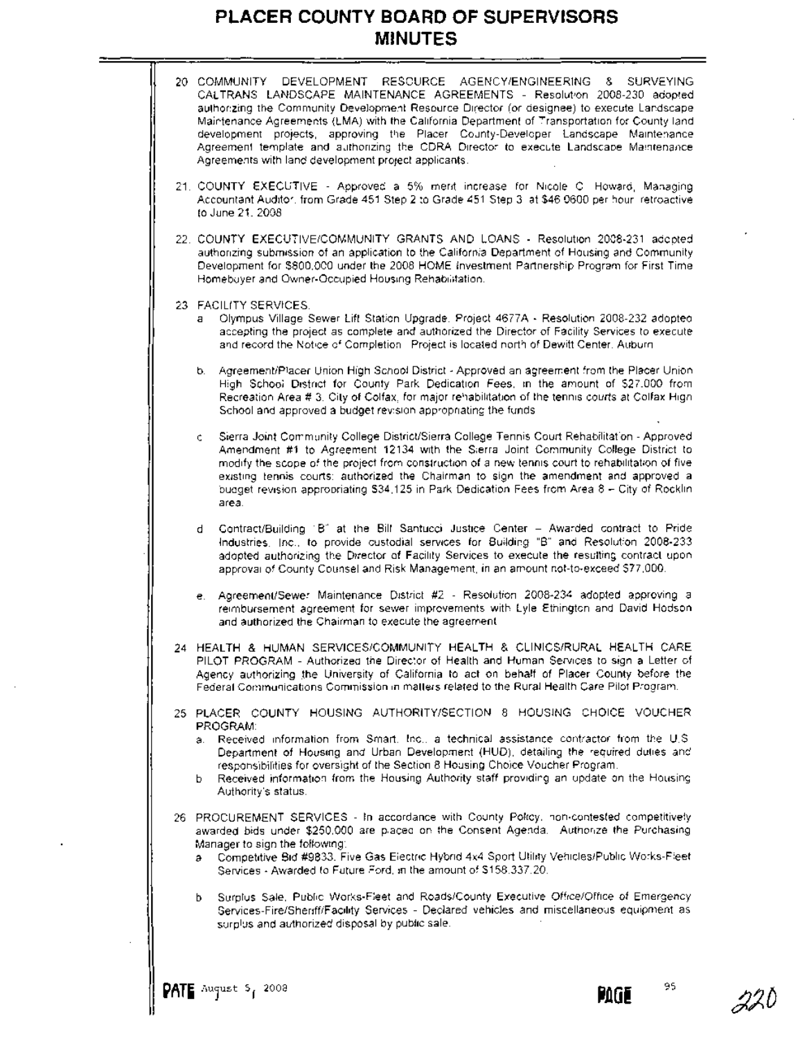20. COMMUNITY DEVELOPMENT RESOURCE AGENCY/ENGINEERING & SURVEYING CALTRANS LANDSCAPE MAINTENANCE AGREEMENTS - Resolution 2008-230 adopted authorizing the Community Development Resource Director (or designee) to execute Landscape Maintenance Agreements (LMA) with the California Department of Transportation for County land development projects, approving the Placer County-Developer Landscape Maintenance Agreement template and authorizing the CDRA Director to execute Landscape Maintenance Agreements with land development project applicants.

21. COUNTY EXECUTIVE - Approved a 5% merit increase for Nicole C. Howard, Managing Accountant Auditor, from Grade 451 Step 2 to Grade 451 Step 3 at $46.0600 per hour retroactive to June 21, 2008.

22. COUNTY EXECUTIVE/COMMUNITY GRANTS AND LOANS - Resolution 2008-231 adopted authorizing submission of an application to the California Department of Housing and Community Development for $800,000 under the 2008 HOME Investment Partnership Program for First Time Homebuyer and Owner-Occupied Housing Rehabilitation.

23. FACILITY SERVICES:
    a. Olympus Village Sewer Lift Station Upgrade, Project 4677A - Resolution 2008-232 adopted accepting the project as complete and authorized the Director of Facility Services to execute and record the Notice of Completion. Project is located north of Dewitt Center, Auburn.

    b. Agreement/Placer Union High School District - Approved an agreement from the Placer Union High School District for County Park Dedication Fees, in the amount of $27,000 from Recreation Area # 3, City of Colfax, for major rehabilitation of the tennis courts at Colfax High School and approved a budget revision appropriating the funds.

    c. Sierra Joint Community College District/Sierra College Tennis Court Rehabilitation - Approved Amendment #1 to Agreement 12134 with the Sierra Joint Community College District to modify the scope of the project from construction of a new tennis court to rehabilitation of five existing tennis courts; authorized the Chairman to sign the amendment and approved a budget revision appropriating $34,125 in Park Dedication Fees from Area 8 – City of Rocklin area.

    d. Contract/Building "B" at the Bill Santucci Justice Center – Awarded contract to Pride Industries, Inc., to provide custodial services for Building "B" and Resolution 2008-233 adopted authorizing the Director of Facility Services to execute the resulting contract upon approval of County Counsel and Risk Management, in an amount not-to-exceed $77,000.

    e. Agreement/Sewer Maintenance District #2 - Resolution 2008-234 adopted approving a reimbursement agreement for sewer improvements with Lyle Ethington and David Hodson and authorized the Chairman to execute the agreement.

24. HEALTH & HUMAN SERVICES/COMMUNITY HEALTH & CLINICS/RURAL HEALTH CARE PILOT PROGRAM - Authorized the Director of Health and Human Services to sign a Letter of Agency authorizing the University of California to act on behalf of Placer County before the Federal Communications Commission in matters related to the Rural Health Care Pilot Program.

25. PLACER COUNTY HOUSING AUTHORITY/SECTION 8 HOUSING CHOICE VOUCHER PROGRAM:
    a. Received information from Smart, Inc., a technical assistance contractor from the U.S. Department of Housing and Urban Development (HUD), detailing the required duties and responsibilities for oversight of the Section 8 Housing Choice Voucher Program.
    b. Received information from the Housing Authority staff providing an update on the Housing Authority's status.

26. PROCUREMENT SERVICES - In accordance with County Policy, non-contested competitively awarded bids under $250,000 are placed on the Consent Agenda. Authorize the Purchasing Manager to sign the following:
    a. Competitive Bid #9833, Five Gas Electric Hybrid 4x4 Sport Utility Vehicles/Public Works-Fleet Services - Awarded to Future Ford, in the amount of $158,337.20.

    b. Surplus Sale, Public Works-Fleet and Roads/County Executive Office/Office of Emergency Services-Fire/Sheriff/Facility Services - Declared vehicles and miscellaneous equipment as surplus and authorized disposal by public sale.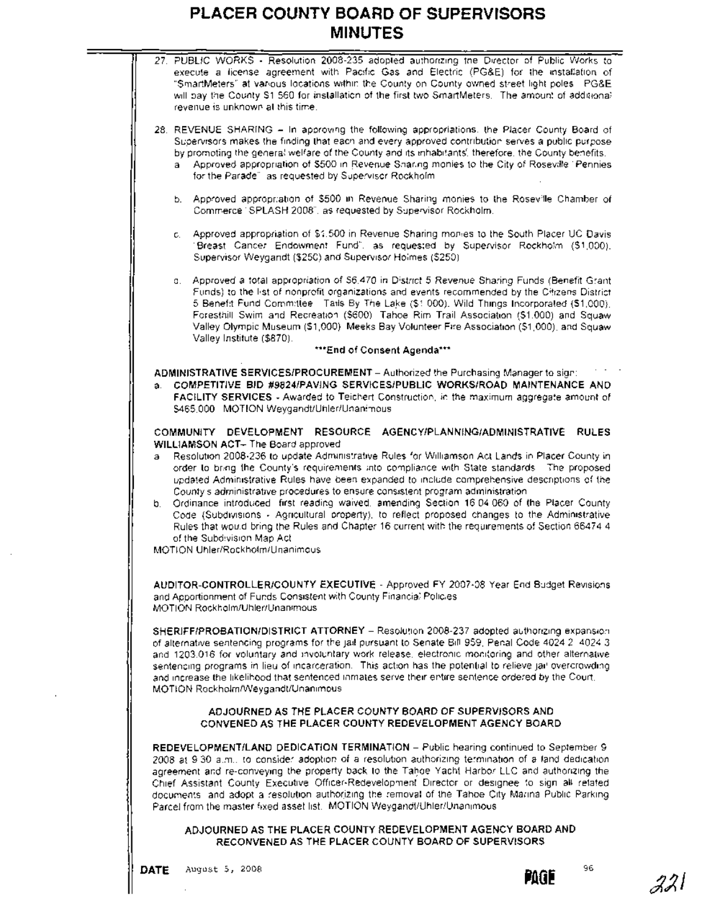# PLACER COUNTY BOARD OF SUPERVISORS MINUTES

27. PUBLIC WORKS - Resolution 2008-235 adopted authorizing the Director of Public Works to execute a license agreement with Pacific Gas and Electric (PG&E) for the installation of "SmartMeters" at various locations within the County on County owned street light poles. PG&E will pay the County $1,560 for installation of the first two SmartMeters. The amount of additional revenue is unknown at this time.

28. REVENUE SHARING – In approving the following appropriations, the Placer County Board of Supervisors makes the finding that each and every approved contribution serves a public purpose by promoting the general welfare of the County and its inhabitants; therefore, the County benefits.
    a. Approved appropriation of $500 in Revenue Sharing monies to the City of Roseville "Pennies for the Parade" as requested by Supervisor Rockholm.

    b. Approved appropriation of $500 in Revenue Sharing monies to the Roseville Chamber of Commerce "SPLASH 2008", as requested by Supervisor Rockholm.

    c. Approved appropriation of $1,500 in Revenue Sharing monies to the South Placer UC Davis "Breast Cancer Endowment Fund", as requested by Supervisor Rockholm ($1,000), Supervisor Weygandt ($250) and Supervisor Holmes ($250).

    d. Approved a total appropriation of $6,470 in District 5 Revenue Sharing Funds (Benefit Grant Funds) to the list of nonprofit organizations and events recommended by the Citizens District 5 Benefit Fund Committee: Tails By The Lake ($1,000), Wild Things Incorporated ($1,000), Foresthill Swim and Recreation ($600), Tahoe Rim Trail Association ($1,000) and Squaw Valley Olympic Museum ($1,000), Meeks Bay Volunteer Fire Association ($1,000), and Squaw Valley Institute ($870).

***End of Consent Agenda***

**ADMINISTRATIVE SERVICES/PROCUREMENT** – Authorized the Purchasing Manager to sign:

a. **COMPETITIVE BID #9824/PAVING SERVICES/PUBLIC WORKS/ROAD MAINTENANCE AND FACILITY SERVICES** - Awarded to Teichert Construction, in the maximum aggregate amount of $465,000. MOTION Weygandt/Uhler/Unanimous

**COMMUNITY DEVELOPMENT RESOURCE AGENCY/PLANNING/ADMINISTRATIVE RULES WILLIAMSON ACT**– The Board approved

a. Resolution 2008-236 to update Administrative Rules for Williamson Act Lands in Placer County in order to bring the County's requirements into compliance with State standards. The proposed updated Administrative Rules have been expanded to include comprehensive descriptions of the County's administrative procedures to ensure consistent program administration.
b. Ordinance introduced, first reading waived, amending Section 16.04.060 of the Placer County Code (Subdivisions - Agricultural property), to reflect proposed changes to the Administrative Rules that would bring the Rules and Chapter 16 current with the requirements of Section 66474.4 of the Subdivision Map Act.

MOTION Uhler/Rockholm/Unanimous

**AUDITOR-CONTROLLER/COUNTY EXECUTIVE** - Approved FY 2007-08 Year End Budget Revisions and Apportionment of Funds Consistent with County Financial Policies.
MOTION Rockholm/Uhler/Unanimous

**SHERIFF/PROBATION/DISTRICT ATTORNEY** – Resolution 2008-237 adopted authorizing expansion of alternative sentencing programs for the jail pursuant to Senate Bill 959, Penal Code 4024.2, 4024.3 and 1203.016 for voluntary and involuntary work release, electronic monitoring and other alternative sentencing programs in lieu of incarceration. This action has the potential to relieve jail overcrowding and increase the likelihood that sentenced inmates serve their entire sentence ordered by the Court.
MOTION Rockholm/Weygandt/Unanimous

**ADJOURNED AS THE PLACER COUNTY BOARD OF SUPERVISORS AND CONVENED AS THE PLACER COUNTY REDEVELOPMENT AGENCY BOARD**

**REDEVELOPMENT/LAND DEDICATION TERMINATION** – Public hearing continued to September 9, 2008 at 9:30 a.m., to consider adoption of a resolution authorizing termination of a land dedication agreement and re-conveying the property back to the Tahoe Yacht Harbor LLC and authorizing the Chief Assistant County Executive Officer-Redevelopment Director or designee to sign all related documents and adopt a resolution authorizing the removal of the Tahoe City Marina Public Parking Parcel from the master fixed asset list. MOTION Weygandt/Uhler/Unanimous

**ADJOURNED AS THE PLACER COUNTY REDEVELOPMENT AGENCY BOARD AND RECONVENED AS THE PLACER COUNTY BOARD OF SUPERVISORS**

**DATE** August 5, 2008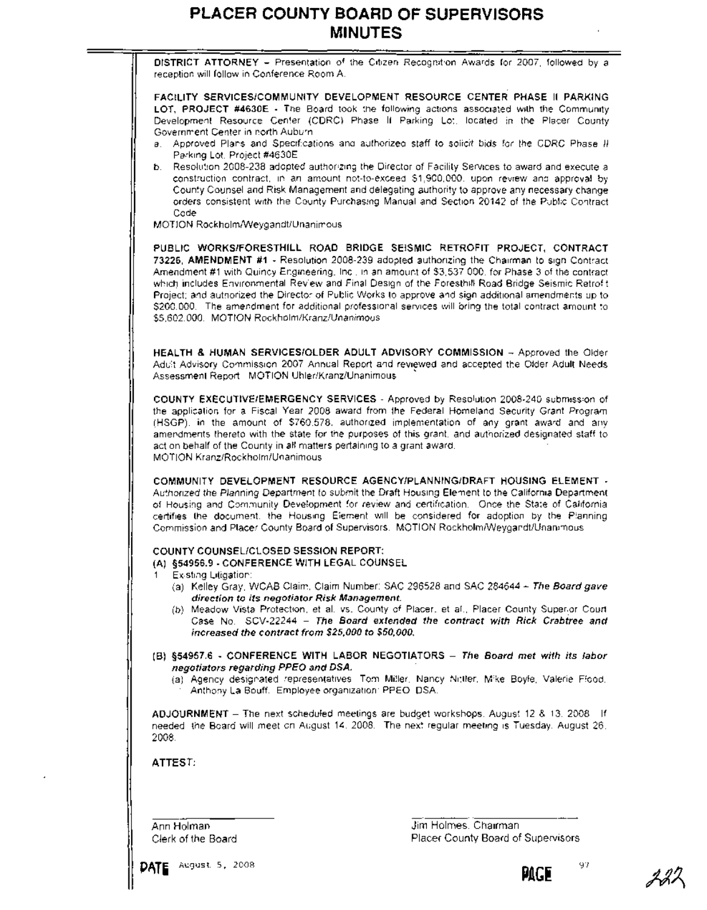**DISTRICT ATTORNEY** – Presentation of the Citizen Recognition Awards for 2007, followed by a reception will follow in Conference Room A.

**FACILITY SERVICES/COMMUNITY DEVELOPMENT RESOURCE CENTER PHASE II PARKING LOT, PROJECT #4630E** - The Board took the following actions associated with the Community Development Resource Center (CDRC) Phase II Parking Lot, located in the Placer County Government Center in north Auburn

a. Approved Plans and Specifications and authorized staff to solicit bids for the CDRC Phase II Parking Lot, Project #4630E
b. Resolution 2008-238 adopted authorizing the Director of Facility Services to award and execute a construction contract, in an amount not-to-exceed $1,900,000, upon review and approval by County Counsel and Risk Management and delegating authority to approve any necessary change orders consistent with the County Purchasing Manual and Section 20142 of the Public Contract Code

MOTION Rockholm/Weygandt/Unanimous

**PUBLIC WORKS/FORESTHILL ROAD BRIDGE SEISMIC RETROFIT PROJECT, CONTRACT 73226, AMENDMENT #1** - Resolution 2008-239 adopted authorizing the Chairman to sign Contract Amendment #1 with Quincy Engineering, Inc., in an amount of $3,537,000, for Phase 3 of the contract which includes Environmental Review and Final Design of the Foresthill Road Bridge Seismic Retrofit Project; and authorized the Director of Public Works to approve and sign additional amendments up to $200,000. The amendment for additional professional services will bring the total contract amount to $5,602,000. MOTION Rockholm/Kranz/Unanimous

**HEALTH & HUMAN SERVICES/OLDER ADULT ADVISORY COMMISSION** – Approved the Older Adult Advisory Commission 2007 Annual Report and reviewed and accepted the Older Adult Needs Assessment Report. MOTION Uhler/Kranz/Unanimous

**COUNTY EXECUTIVE/EMERGENCY SERVICES** - Approved by Resolution 2008-240 submission of the application for a Fiscal Year 2008 award from the Federal Homeland Security Grant Program (HSGP), in the amount of $760,578, authorized implementation of any grant award and any amendments thereto with the state for the purposes of this grant, and authorized designated staff to act on behalf of the County in all matters pertaining to a grant award.
MOTION Kranz/Rockholm/Unanimous

**COMMUNITY DEVELOPMENT RESOURCE AGENCY/PLANNING/DRAFT HOUSING ELEMENT** - Authorized the Planning Department to submit the Draft Housing Element to the California Department of Housing and Community Development for review and certification. Once the State of California certifies the document, the Housing Element will be considered for adoption by the Planning Commission and Placer County Board of Supervisors. MOTION Rockholm/Weygandt/Unanimous

**COUNTY COUNSEL/CLOSED SESSION REPORT:**

**(A) §54956.9 - CONFERENCE WITH LEGAL COUNSEL**

1. Existing Litigation:
   (a) Kelley Gray, WCAB Claim, Claim Number: SAC 296528 and SAC 284644 – ***The Board gave direction to its negotiator Risk Management.***
   (b) Meadow Vista Protection, et al. vs. County of Placer, et al., Placer County Superior Court Case No. SCV-22244 – ***The Board extended the contract with Rick Crabtree and increased the contract from $25,000 to $50,000.***

**(B) §54957.6 - CONFERENCE WITH LABOR NEGOTIATORS** – ***The Board met with its labor negotiators regarding PPEO and DSA.***

(a) Agency designated representatives: Tom Miller, Nancy Nittler, Mike Boyle, Valerie Flood, Anthony La Bouff. Employee organization: PPEO DSA.

**ADJOURNMENT** – The next scheduled meetings are budget workshops, August 12 & 13, 2008. If needed the Board will meet on August 14, 2008. The next regular meeting is Tuesday, August 26, 2008.

**ATTEST:**

Ann Holman
Clerk of the Board

Jim Holmes, Chairman
Placer County Board of Supervisors

**DATE** August 5, 2008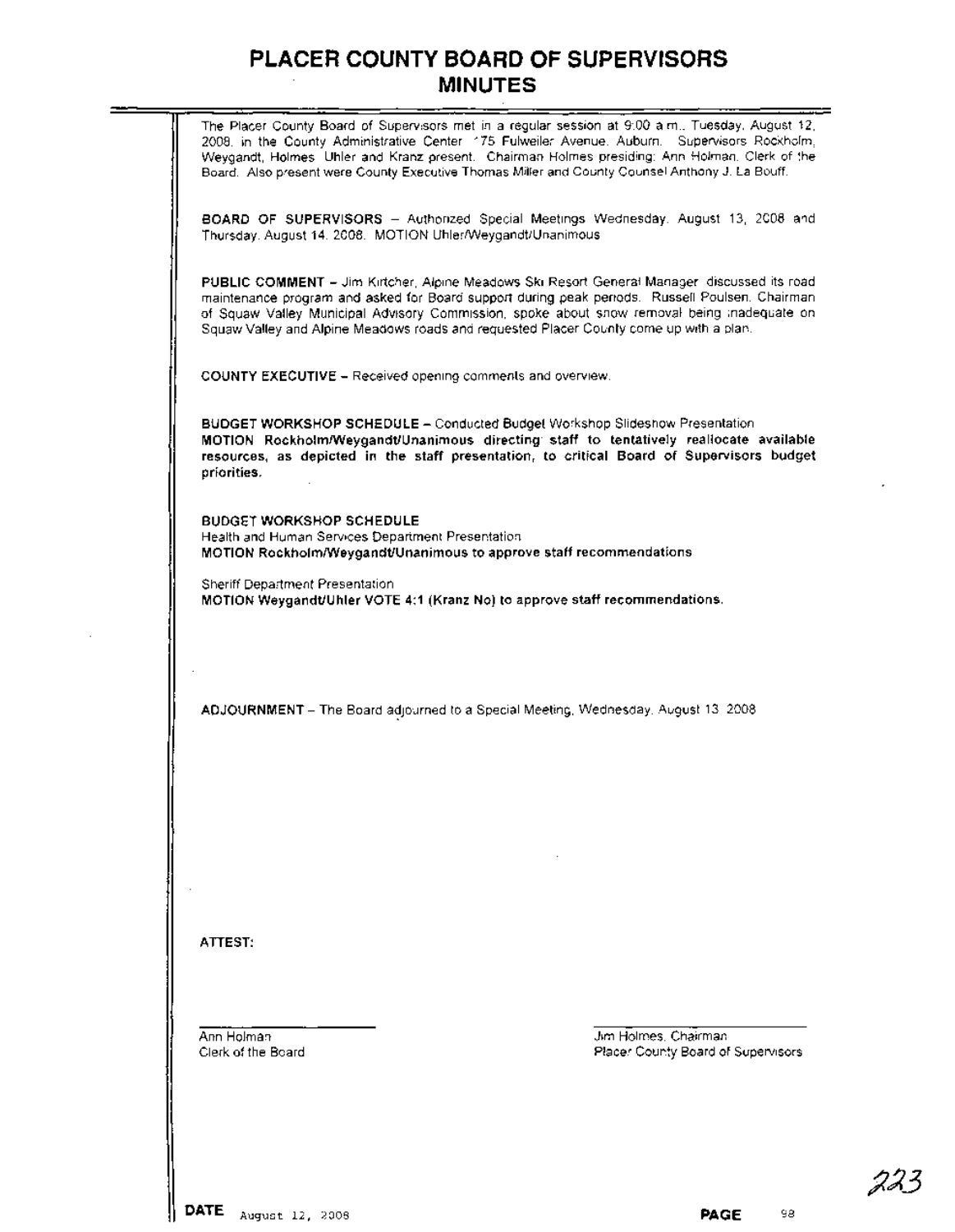# PLACER COUNTY BOARD OF SUPERVISORS
# MINUTES

The Placer County Board of Supervisors met in a regular session at 9:00 a.m., Tuesday, August 12, 2008, in the County Administrative Center 175 Fulweiler Avenue, Auburn. Supervisors Rockholm, Weygandt, Holmes Uhler and Kranz present. Chairman Holmes presiding; Ann Holman, Clerk of the Board. Also present were County Executive Thomas Miller and County Counsel Anthony J. La Bouff.

**BOARD OF SUPERVISORS** – Authorized Special Meetings Wednesday, August 13, 2008 and Thursday, August 14, 2008. MOTION Uhler/Weygandt/Unanimous

**PUBLIC COMMENT** – Jim Kirtcher, Alpine Meadows Ski Resort General Manager, discussed its road maintenance program and asked for Board support during peak periods. Russell Poulsen, Chairman of Squaw Valley Municipal Advisory Commission, spoke about snow removal being inadequate on Squaw Valley and Alpine Meadows roads and requested Placer County come up with a plan.

**COUNTY EXECUTIVE** – Received opening comments and overview.

**BUDGET WORKSHOP SCHEDULE** – Conducted Budget Workshop Slideshow Presentation
**MOTION Rockholm/Weygandt/Unanimous directing staff to tentatively reallocate available resources, as depicted in the staff presentation, to critical Board of Supervisors budget priorities.**

**BUDGET WORKSHOP SCHEDULE**
Health and Human Services Department Presentation
**MOTION Rockholm/Weygandt/Unanimous to approve staff recommendations**

Sheriff Department Presentation
**MOTION Weygandt/Uhler VOTE 4:1 (Kranz No) to approve staff recommendations.**

**ADJOURNMENT** – The Board adjourned to a Special Meeting, Wednesday, August 13 2008

**ATTEST:**

Ann Holman
Clerk of the Board

Jim Holmes, Chairman
Placer County Board of Supervisors

**DATE** August 12, 2008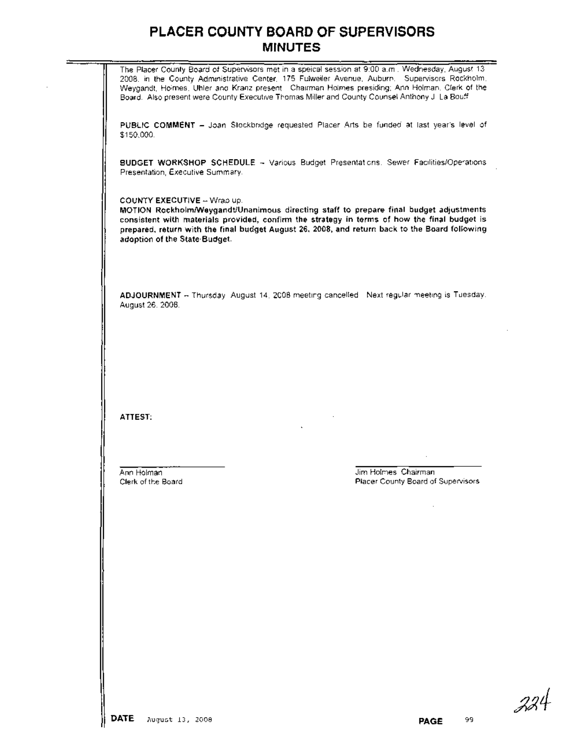# PLACER COUNTY BOARD OF SUPERVISORS
## MINUTES

The Placer County Board of Supervisors met in a speical session at 9:00 a.m. Wednesday, August 13 2008, in the County Administrative Center, 175 Fulweiler Avenue, Auburn. Supervisors Rockholm, Weygandt, Holmes, Uhler and Kranz present. Chairman Holmes presiding; Ann Holman, Clerk of the Board. Also present were County Executive Thomas Miller and County Counsel Anthony J. La Bouff

**PUBLIC COMMENT** – Joan Stockbridge requested Placer Arts be funded at last year's level of $150,000.

**BUDGET WORKSHOP SCHEDULE** – Various Budget Presentations, Sewer Facilities/Operations Presentation, Executive Summary.

**COUNTY EXECUTIVE** – Wrap up.
**MOTION Rockholm/Weygandt/Unanimous directing staff to prepare final budget adjustments consistent with materials provided, confirm the strategy in terms of how the final budget is prepared, return with the final budget August 26, 2008, and return back to the Board following adoption of the State Budget.**

**ADJOURNMENT** – Thursday August 14, 2008 meeting cancelled. Next regular meeting is Tuesday, August 26, 2008.

**ATTEST:**

Ann Holman
Clerk of the Board

Jim Holmes, Chairman
Placer County Board of Supervisors

224

**DATE** August 13, 2008 **PAGE** 99